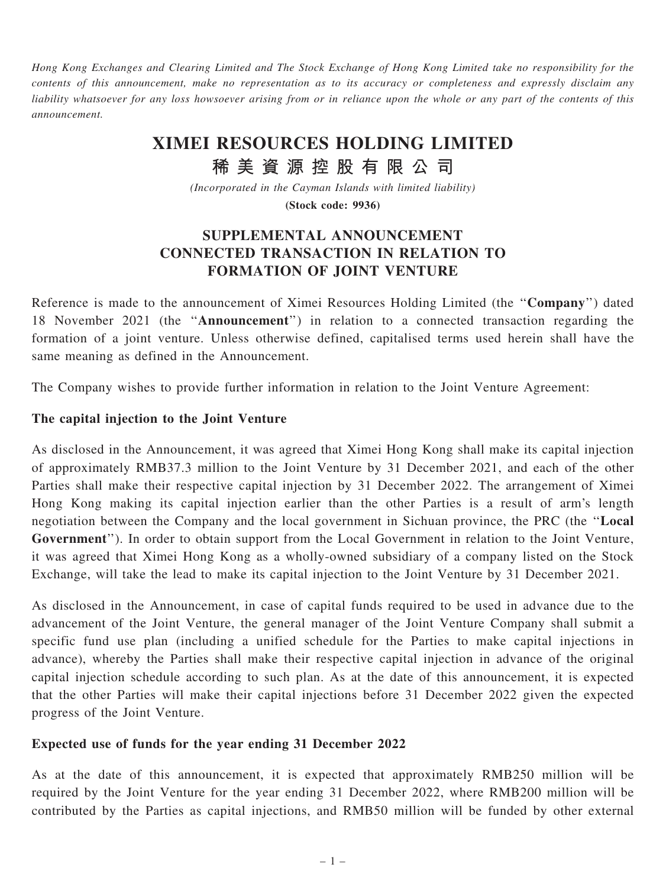*Hong Kong Exchanges and Clearing Limited and The Stock Exchange of Hong Kong Limited take no responsibility for the contents of this announcement, make no representation as to its accuracy or completeness and expressly disclaim any liability whatsoever for any loss howsoever arising from or in reliance upon the whole or any part of the contents of this announcement.*

# XIMEI RESOURCES HOLDING LIMITED

# 稀美資源控股有限公司

*(Incorporated in the Cayman Islands with limited liability)*

**(Stock code: 9936)**

## SUPPLEMENTAL ANNOUNCEMENT CONNECTED TRANSACTION IN RELATION TO FORMATION OF JOINT VENTURE

Reference is made to the announcement of Ximei Resources Holding Limited (the "**Company**") dated 18 November 2021 (the "**Announcement**") in relation to a connected transaction regarding the formation of a joint venture. Unless otherwise defined, capitalised terms used herein shall have the same meaning as defined in the Announcement.

The Company wishes to provide further information in relation to the Joint Venture Agreement:

**The capital injection to the Joint Venture**

As disclosed in the Announcement, it was agreed that Ximei Hong Kong shall make its capital injection of approximately RMB37.3 million to the Joint Venture by 31 December 2021, and each of the other Parties shall make their respective capital injection by 31 December 2022. The arrangement of Ximei Hong Kong making its capital injection earlier than the other Parties is a result of arm's length negotiation between the Company and the local government in Sichuan province, the PRC (the "**Local Government**"). In order to obtain support from the Local Government in relation to the Joint Venture, it was agreed that Ximei Hong Kong as a wholly-owned subsidiary of a company listed on the Stock Exchange, will take the lead to make its capital injection to the Joint Venture by 31 December 2021.

As disclosed in the Announcement, in case of capital funds required to be used in advance due to the advancement of the Joint Venture, the general manager of the Joint Venture Company shall submit a specific fund use plan (including a unified schedule for the Parties to make capital injections in advance), whereby the Parties shall make their respective capital injection in advance of the original capital injection schedule according to such plan. As at the date of this announcement, it is expected that the other Parties will make their capital injections before 31 December 2022 given the expected progress of the Joint Venture.

**Expected use of funds for the year ending 31 December 2022**

As at the date of this announcement, it is expected that approximately RMB250 million will be required by the Joint Venture for the year ending 31 December 2022, where RMB200 million will be contributed by the Parties as capital injections, and RMB50 million will be funded by other external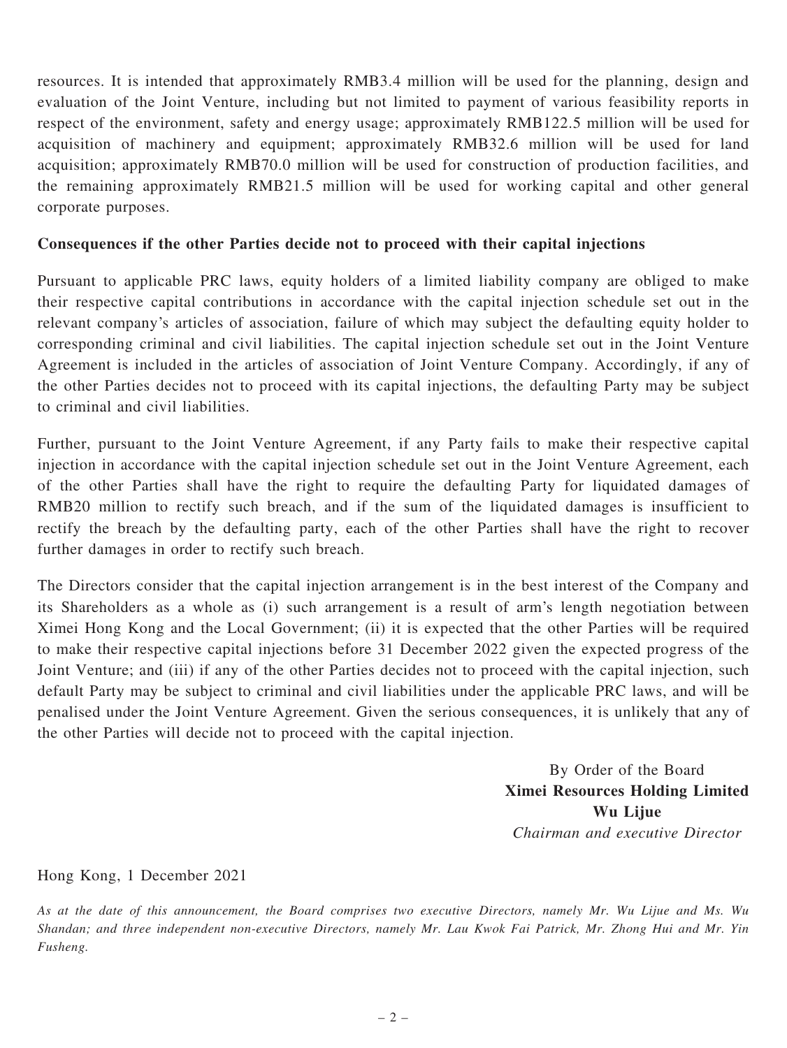resources. It is intended that approximately RMB3.4 million will be used for the planning, design and evaluation of the Joint Venture, including but not limited to payment of various feasibility reports in respect of the environment, safety and energy usage; approximately RMB122.5 million will be used for acquisition of machinery and equipment; approximately RMB32.6 million will be used for land acquisition; approximately RMB70.0 million will be used for construction of production facilities, and the remaining approximately RMB21.5 million will be used for working capital and other general corporate purposes.

**Consequences if the other Parties decide not to proceed with their capital injections**

Pursuant to applicable PRC laws, equity holders of a limited liability company are obliged to make their respective capital contributions in accordance with the capital injection schedule set out in the relevant company's articles of association, failure of which may subject the defaulting equity holder to corresponding criminal and civil liabilities. The capital injection schedule set out in the Joint Venture Agreement is included in the articles of association of Joint Venture Company. Accordingly, if any of the other Parties decides not to proceed with its capital injections, the defaulting Party may be subject to criminal and civil liabilities.

Further, pursuant to the Joint Venture Agreement, if any Party fails to make their respective capital injection in accordance with the capital injection schedule set out in the Joint Venture Agreement, each of the other Parties shall have the right to require the defaulting Party for liquidated damages of RMB20 million to rectify such breach, and if the sum of the liquidated damages is insufficient to rectify the breach by the defaulting party, each of the other Parties shall have the right to recover further damages in order to rectify such breach.

The Directors consider that the capital injection arrangement is in the best interest of the Company and its Shareholders as a whole as (i) such arrangement is a result of arm's length negotiation between Ximei Hong Kong and the Local Government; (ii) it is expected that the other Parties will be required to make their respective capital injections before 31 December 2022 given the expected progress of the Joint Venture; and (iii) if any of the other Parties decides not to proceed with the capital injection, such default Party may be subject to criminal and civil liabilities under the applicable PRC laws, and will be penalised under the Joint Venture Agreement. Given the serious consequences, it is unlikely that any of the other Parties will decide not to proceed with the capital injection.

By Order of the Board
**Ximei Resources Holding Limited**
**Wu Lijue**
*Chairman and executive Director*

Hong Kong, 1 December 2021

*As at the date of this announcement, the Board comprises two executive Directors, namely Mr. Wu Lijue and Ms. Wu Shandan; and three independent non-executive Directors, namely Mr. Lau Kwok Fai Patrick, Mr. Zhong Hui and Mr. Yin Fusheng.*